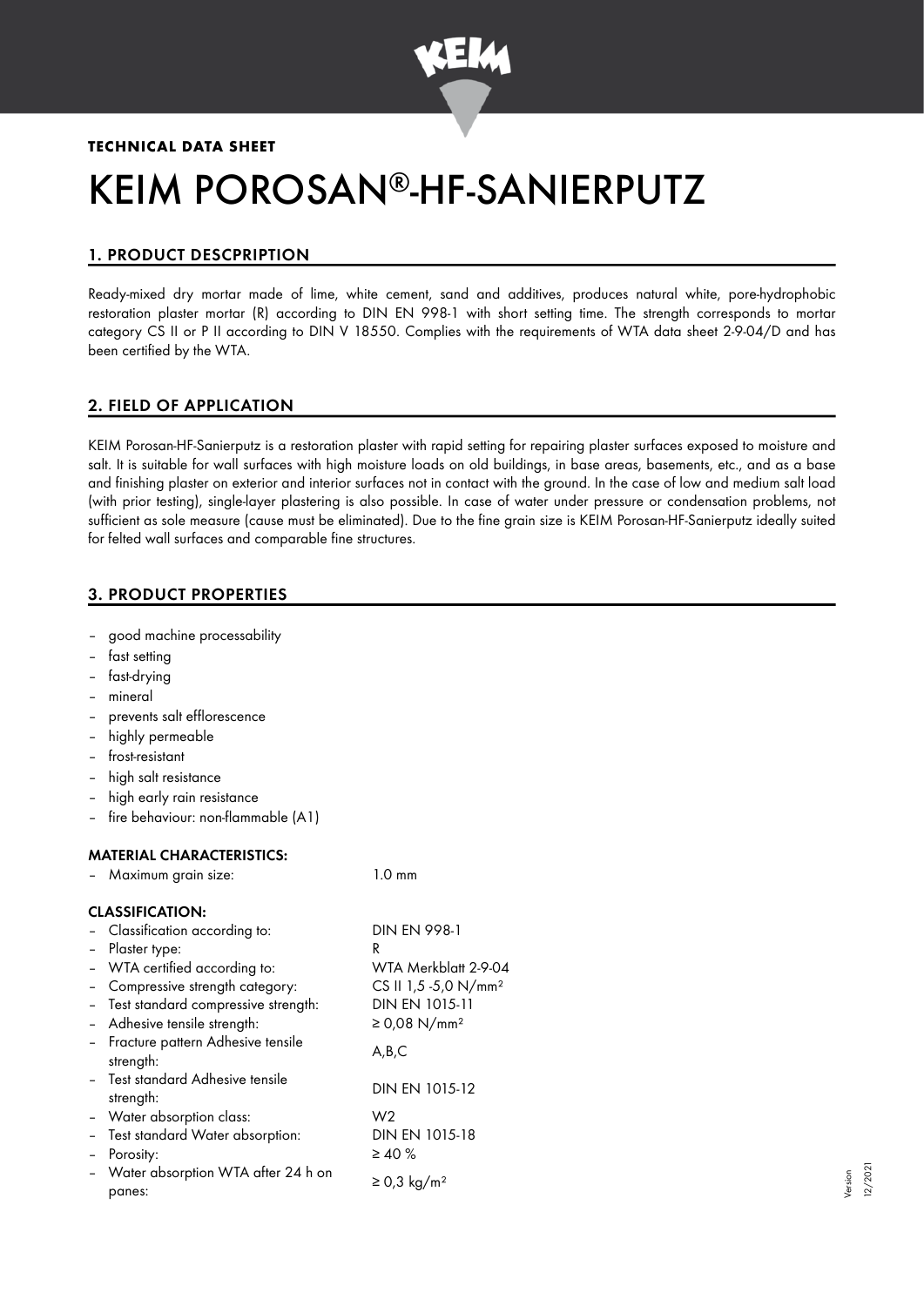**TECHNICAL DATA SHEET**

# KEIM POROSAN®-HF-SANIERPUTZ

## 1. PRODUCT DESCPRIPTION

Ready-mixed dry mortar made of lime, white cement, sand and additives, produces natural white, pore-hydrophobic restoration plaster mortar (R) according to DIN EN 998-1 with short setting time. The strength corresponds to mortar category CS II or P II according to DIN V 18550. Complies with the requirements of WTA data sheet 2-9-04/D and has been certified by the WTA.

## 2. FIELD OF APPLICATION

KEIM Porosan-HF-Sanierputz is a restoration plaster with rapid setting for repairing plaster surfaces exposed to moisture and salt. It is suitable for wall surfaces with high moisture loads on old buildings, in base areas, basements, etc., and as a base and finishing plaster on exterior and interior surfaces not in contact with the ground. In the case of low and medium salt load (with prior testing), single-layer plastering is also possible. In case of water under pressure or condensation problems, not sufficient as sole measure (cause must be eliminated). Due to the fine grain size is KEIM Porosan-HF-Sanierputz ideally suited for felted wall surfaces and comparable fine structures.

## 3. PRODUCT PROPERTIES

- good machine processability
- fast setting
- fast-drying
- mineral
- prevents salt efflorescence
- highly permeable
- frost-resistant
- high salt resistance
- high early rain resistance
- fire behaviour: non-flammable (A1)

### MATERIAL CHARACTERISTICS:

| | |
|---|---|
| – Maximum grain size: | 1.0 mm |

### CLASSIFICATION:

| | |
|---|---|
| – Classification according to: | DIN EN 998-1 |
| – Plaster type: | R |
| – WTA certified according to: | WTA Merkblatt 2-9-04 |
| – Compressive strength category: | CS II 1,5 -5,0 N/mm² |
| – Test standard compressive strength: | DIN EN 1015-11 |
| – Adhesive tensile strength: | ≥ 0,08 N/mm² |
| – Fracture pattern Adhesive tensile strength: | A,B,C |
| – Test standard Adhesive tensile strength: | DIN EN 1015-12 |
| – Water absorption class: | W2 |
| – Test standard Water absorption: | DIN EN 1015-18 |
| – Porosity: | ≥ 40 % |
| – Water absorption WTA after 24 h on panes: | ≥ 0,3 kg/m² |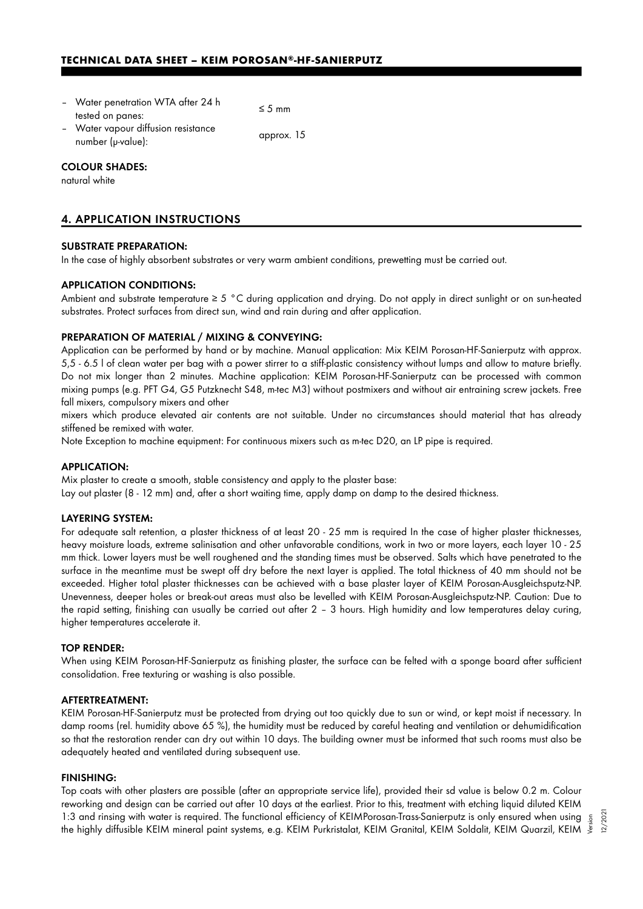- Water penetration WTA after 24 h tested on panes: ≤ 5 mm
- Water vapour diffusion resistance number (μ-value): approx. 15

**COLOUR SHADES:**

natural white

## 4. APPLICATION INSTRUCTIONS

**SUBSTRATE PREPARATION:**

In the case of highly absorbent substrates or very warm ambient conditions, prewetting must be carried out.

**APPLICATION CONDITIONS:**

Ambient and substrate temperature ≥ 5 °C during application and drying. Do not apply in direct sunlight or on sun-heated substrates. Protect surfaces from direct sun, wind and rain during and after application.

**PREPARATION OF MATERIAL / MIXING & CONVEYING:**

Application can be performed by hand or by machine. Manual application: Mix KEIM Porosan-HF-Sanierputz with approx. 5,5 - 6.5 l of clean water per bag with a power stirrer to a stiff-plastic consistency without lumps and allow to mature briefly. Do not mix longer than 2 minutes. Machine application: KEIM Porosan-HF-Sanierputz can be processed with common mixing pumps (e.g. PFT G4, G5 Putzknecht S48, m-tec M3) without postmixers and without air entraining screw jackets. Free fall mixers, compulsory mixers and other
mixers which produce elevated air contents are not suitable. Under no circumstances should material that has already stiffened be remixed with water.

Note Exception to machine equipment: For continuous mixers such as m-tec D20, an LP pipe is required.

**APPLICATION:**

Mix plaster to create a smooth, stable consistency and apply to the plaster base:
Lay out plaster (8 - 12 mm) and, after a short waiting time, apply damp on damp to the desired thickness.

**LAYERING SYSTEM:**

For adequate salt retention, a plaster thickness of at least 20 - 25 mm is required In the case of higher plaster thicknesses, heavy moisture loads, extreme salinisation and other unfavorable conditions, work in two or more layers, each layer 10 - 25 mm thick. Lower layers must be well roughened and the standing times must be observed. Salts which have penetrated to the surface in the meantime must be swept off dry before the next layer is applied. The total thickness of 40 mm should not be exceeded. Higher total plaster thicknesses can be achieved with a base plaster layer of KEIM Porosan-Ausgleichsputz-NP. Unevenness, deeper holes or break-out areas must also be levelled with KEIM Porosan-Ausgleichsputz-NP. Caution: Due to the rapid setting, finishing can usually be carried out after 2 – 3 hours. High humidity and low temperatures delay curing, higher temperatures accelerate it.

**TOP RENDER:**

When using KEIM Porosan-HF-Sanierputz as finishing plaster, the surface can be felted with a sponge board after sufficient consolidation. Free texturing or washing is also possible.

**AFTERTREATMENT:**

KEIM Porosan-HF-Sanierputz must be protected from drying out too quickly due to sun or wind, or kept moist if necessary. In damp rooms (rel. humidity above 65 %), the humidity must be reduced by careful heating and ventilation or dehumidification so that the restoration render can dry out within 10 days. The building owner must be informed that such rooms must also be adequately heated and ventilated during subsequent use.

**FINISHING:**

Top coats with other plasters are possible (after an appropriate service life), provided their sd value is below 0.2 m. Colour reworking and design can be carried out after 10 days at the earliest. Prior to this, treatment with etching liquid diluted KEIM 1:3 and rinsing with water is required. The functional efficiency of KEIMPorosan-Trass-Sanierputz is only ensured when using the highly diffusible KEIM mineral paint systems, e.g. KEIM Purkristalat, KEIM Granital, KEIM Soldalit, KEIM Quarzil, KEIM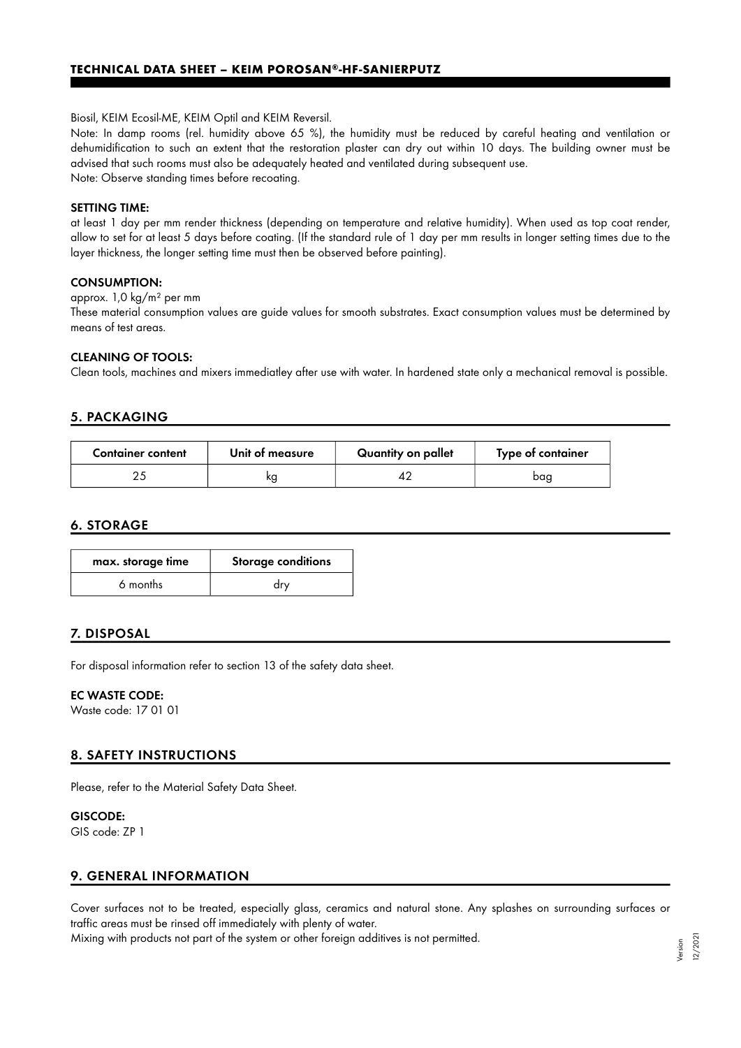Biosil, KEIM Ecosil-ME, KEIM Optil and KEIM Reversil.

Note: In damp rooms (rel. humidity above 65 %), the humidity must be reduced by careful heating and ventilation or dehumidification to such an extent that the restoration plaster can dry out within 10 days. The building owner must be advised that such rooms must also be adequately heated and ventilated during subsequent use.

Note: Observe standing times before recoating.

**SETTING TIME:**

at least 1 day per mm render thickness (depending on temperature and relative humidity). When used as top coat render, allow to set for at least 5 days before coating. (If the standard rule of 1 day per mm results in longer setting times due to the layer thickness, the longer setting time must then be observed before painting).

**CONSUMPTION:**

approx. 1,0 kg/m² per mm

These material consumption values are guide values for smooth substrates. Exact consumption values must be determined by means of test areas.

**CLEANING OF TOOLS:**

Clean tools, machines and mixers immediatley after use with water. In hardened state only a mechanical removal is possible.

## 5. PACKAGING

| Container content | Unit of measure | Quantity on pallet | Type of container |
|---|---|---|---|
| 25 | kg | 42 | bag |

## 6. STORAGE

| max. storage time | Storage conditions |
|---|---|
| 6 months | dry |

## 7. DISPOSAL

For disposal information refer to section 13 of the safety data sheet.

**EC WASTE CODE:**

Waste code: 17 01 01

## 8. SAFETY INSTRUCTIONS

Please, refer to the Material Safety Data Sheet.

**GISCODE:**

GIS code: ZP 1

## 9. GENERAL INFORMATION

Cover surfaces not to be treated, especially glass, ceramics and natural stone. Any splashes on surrounding surfaces or traffic areas must be rinsed off immediately with plenty of water.

Mixing with products not part of the system or other foreign additives is not permitted.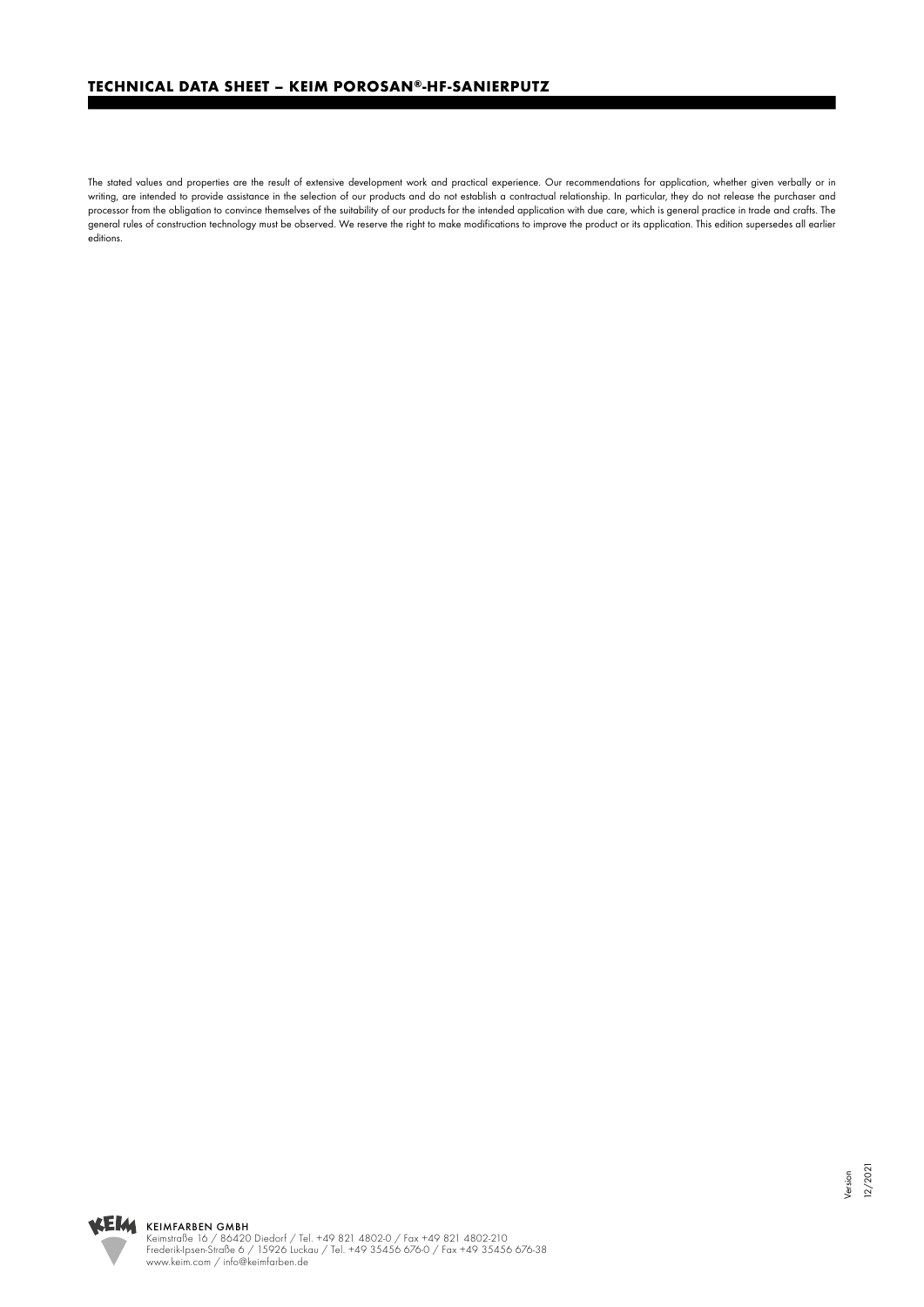The stated values and properties are the result of extensive development work and practical experience. Our recommendations for application, whether given verbally or in writing, are intended to provide assistance in the selection of our products and do not establish a contractual relationship. In particular, they do not release the purchaser and processor from the obligation to convince themselves of the suitability of our products for the intended application with due care, which is general practice in trade and crafts. The general rules of construction technology must be observed. We reserve the right to make modifications to improve the product or its application. This edition supersedes all earlier editions.

KEIMFARBEN GMBH
Keimstraße 16 / 86420 Diedorf / Tel. +49 821 4802-0 / Fax +49 821 4802-210
Frederik-Ipsen-Straße 6 / 15926 Luckau / Tel. +49 35456 676-0 / Fax +49 35456 676-38
www.keim.com / info@keimfarben.de

Version 12/2021